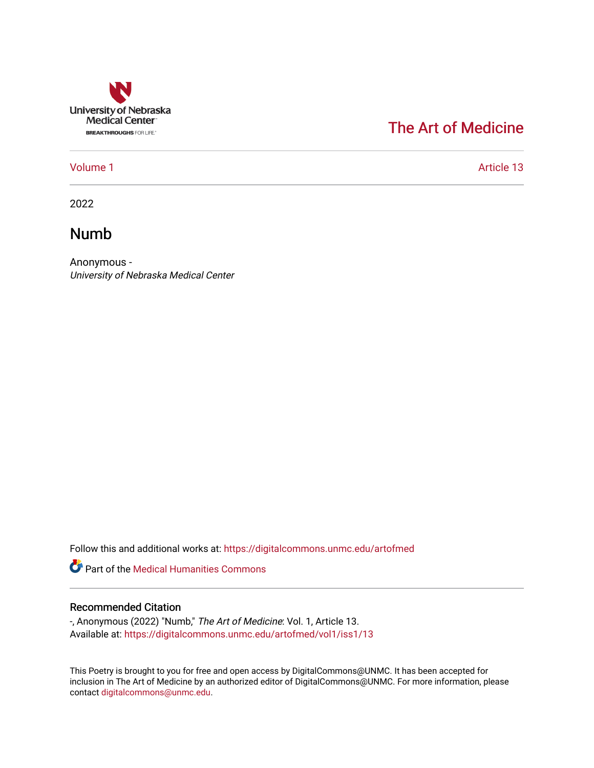University of Nebraska Medical Center

BREAKTHROUGHS FOR LIFE.

The Art of Medicine

Volume 1 | Article 13

2022

# Numb

Anonymous -
*University of Nebraska Medical Center*

Follow this and additional works at: https://digitalcommons.unmc.edu/artofmed

Part of the Medical Humanities Commons

## Recommended Citation

-, Anonymous (2022) "Numb," *The Art of Medicine*: Vol. 1, Article 13.
Available at: https://digitalcommons.unmc.edu/artofmed/vol1/iss1/13

This Poetry is brought to you for free and open access by DigitalCommons@UNMC. It has been accepted for inclusion in The Art of Medicine by an authorized editor of DigitalCommons@UNMC. For more information, please contact digitalcommons@unmc.edu.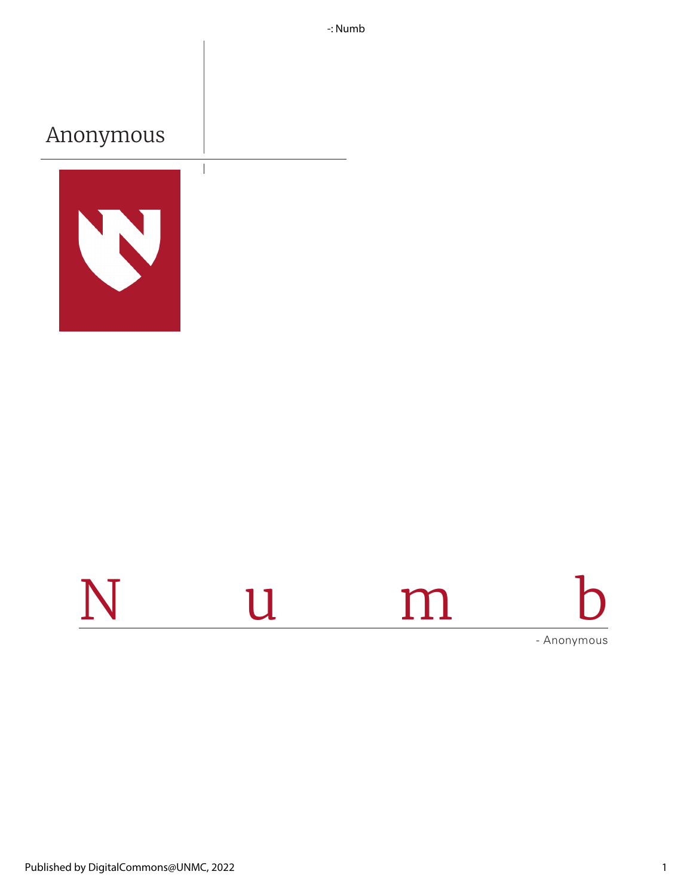Anonymous

# N u m b

- Anonymous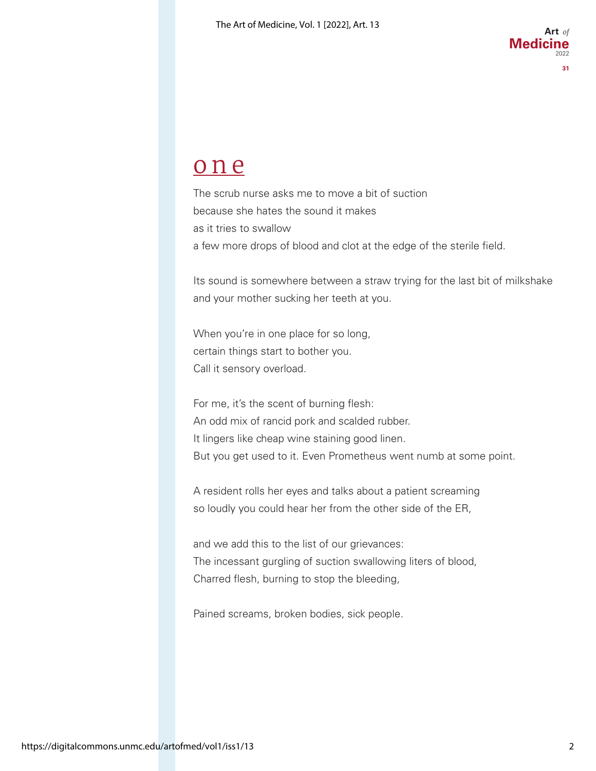# one

The scrub nurse asks me to move a bit of suction  
because she hates the sound it makes  
as it tries to swallow  
a few more drops of blood and clot at the edge of the sterile field.

Its sound is somewhere between a straw trying for the last bit of milkshake  
and your mother sucking her teeth at you.

When you're in one place for so long,  
certain things start to bother you.  
Call it sensory overload.

For me, it's the scent of burning flesh:  
An odd mix of rancid pork and scalded rubber.  
It lingers like cheap wine staining good linen.  
But you get used to it. Even Prometheus went numb at some point.

A resident rolls her eyes and talks about a patient screaming  
so loudly you could hear her from the other side of the ER,

and we add this to the list of our grievances:  
The incessant gurgling of suction swallowing liters of blood,  
Charred flesh, burning to stop the bleeding,

Pained screams, broken bodies, sick people.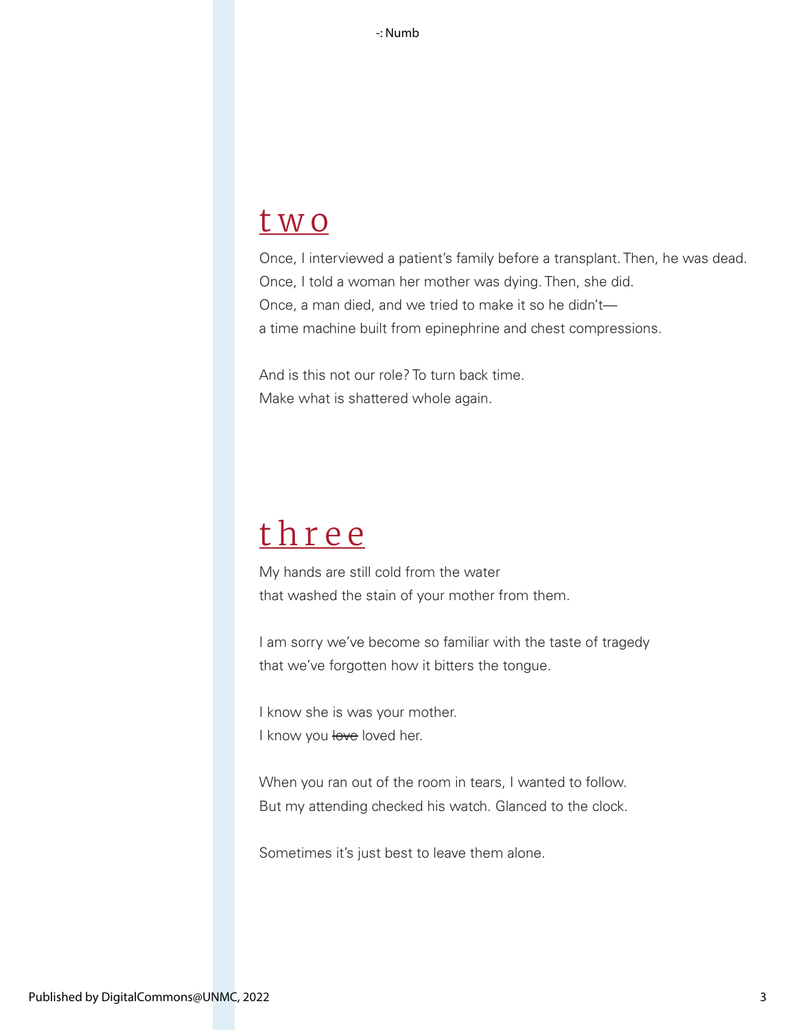## two

Once, I interviewed a patient's family before a transplant. Then, he was dead.
Once, I told a woman her mother was dying. Then, she did.
Once, a man died, and we tried to make it so he didn't—
a time machine built from epinephrine and chest compressions.

And is this not our role? To turn back time.
Make what is shattered whole again.

## three

My hands are still cold from the water
that washed the stain of your mother from them.

I am sorry we've become so familiar with the taste of tragedy
that we've forgotten how it bitters the tongue.

I know she is was your mother.
I know you ~~love~~ loved her.

When you ran out of the room in tears, I wanted to follow.
But my attending checked his watch. Glanced to the clock.

Sometimes it's just best to leave them alone.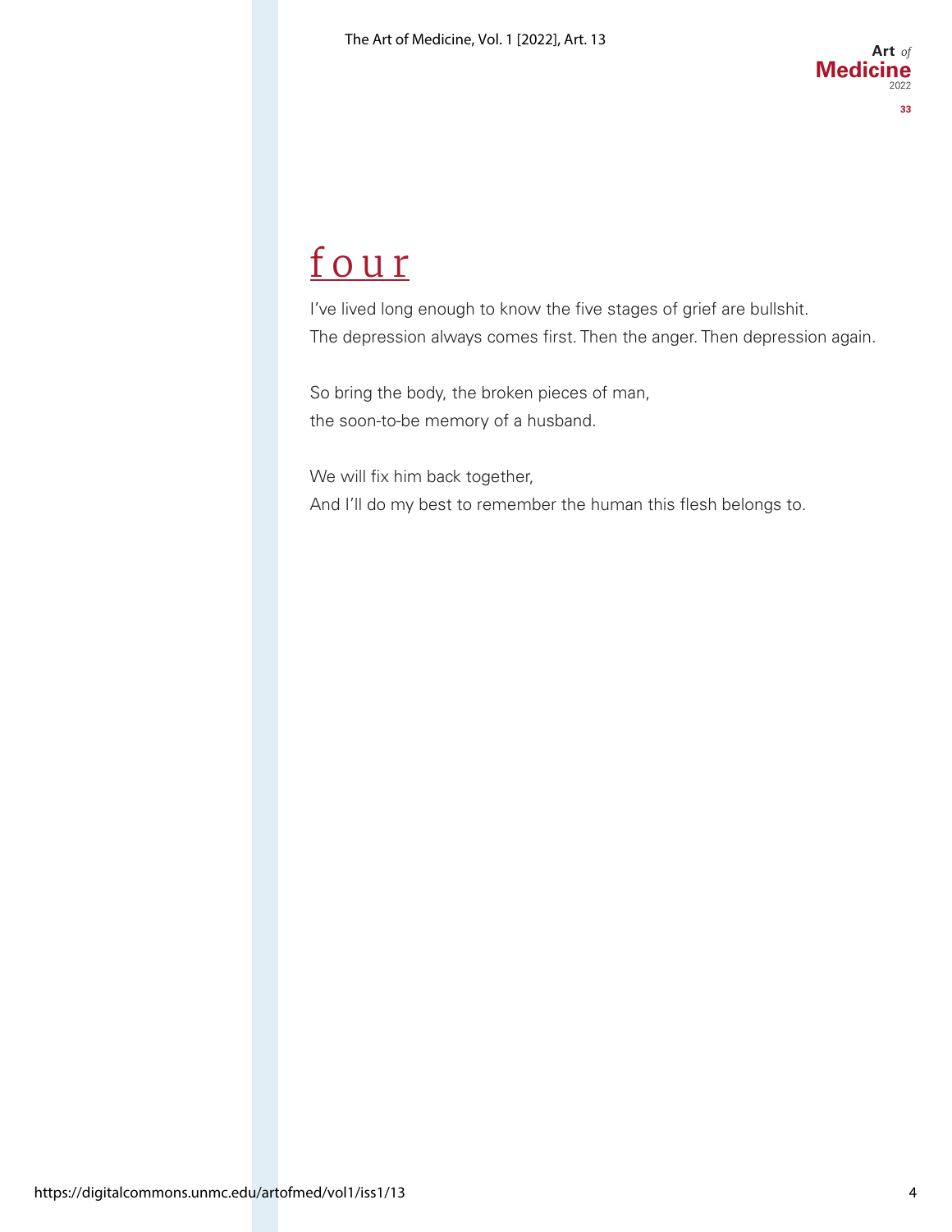# four

I've lived long enough to know the five stages of grief are bullshit.
The depression always comes first. Then the anger. Then depression again.

So bring the body, the broken pieces of man,
the soon-to-be memory of a husband.

We will fix him back together,
And I'll do my best to remember the human this flesh belongs to.